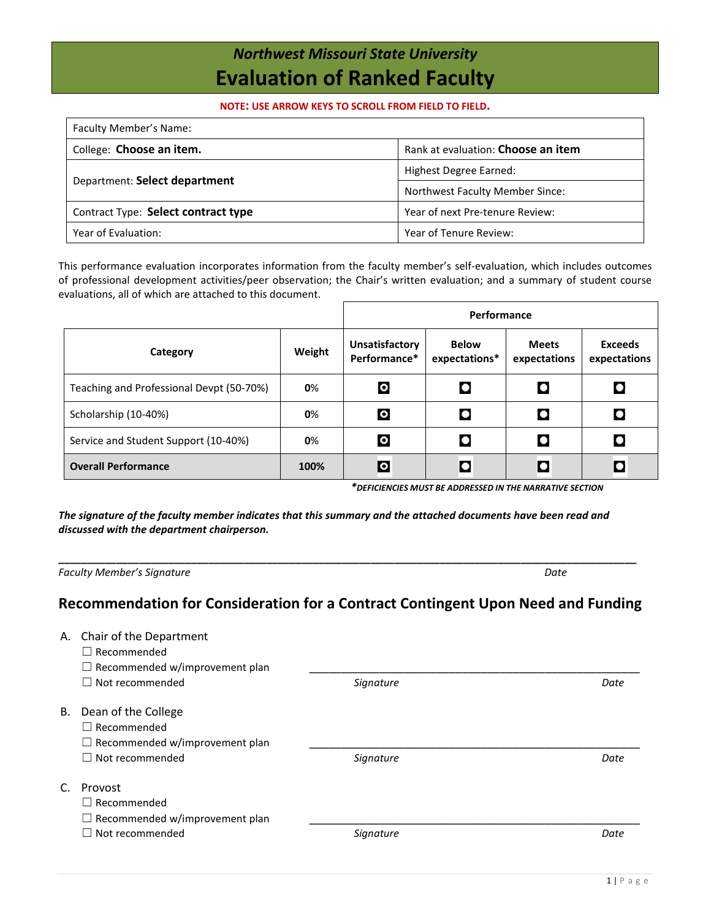*Northwest Missouri State University*

# Evaluation of Ranked Faculty

**NOTE: USE ARROW KEYS TO SCROLL FROM FIELD TO FIELD.**

| Faculty Member's Name: | |
|---|---|
| College: **Choose an item.** | Rank at evaluation: **Choose an item** |
| Department: **Select department** | Highest Degree Earned: |
| | Northwest Faculty Member Since: |
| Contract Type: **Select contract type** | Year of next Pre-tenure Review: |
| Year of Evaluation: | Year of Tenure Review: |

This performance evaluation incorporates information from the faculty member's self-evaluation, which includes outcomes of professional development activities/peer observation; the Chair's written evaluation; and a summary of student course evaluations, all of which are attached to this document.

| | | Performance | | | |
|---|---|---|---|---|---|
| **Category** | **Weight** | **Unsatisfactory Performance*** | **Below expectations*** | **Meets expectations** | **Exceeds expectations** |
| Teaching and Professional Devpt (50-70%) | **0%** | ◉ | ○ | ○ | ○ |
| Scholarship (10-40%) | **0%** | ◉ | ○ | ○ | ○ |
| Service and Student Support (10-40%) | **0%** | ◉ | ○ | ○ | ○ |
| **Overall Performance** | **100%** | ◉ | ○ | ○ | ○ |

****DEFICIENCIES MUST BE ADDRESSED IN THE NARRATIVE SECTION***

***The signature of the faculty member indicates that this summary and the attached documents have been read and discussed with the department chairperson.***

_______________________________________________________________________________

*Faculty Member's Signature* *Date*

## Recommendation for Consideration for a Contract Contingent Upon Need and Funding

A. Chair of the Department
- ☐ Recommended
- ☐ Recommended w/improvement plan
- ☐ Not recommended

_______________________________________________

*Signature* *Date*

B. Dean of the College
- ☐ Recommended
- ☐ Recommended w/improvement plan
- ☐ Not recommended

_______________________________________________

*Signature* *Date*

C. Provost
- ☐ Recommended
- ☐ Recommended w/improvement plan
- ☐ Not recommended

_______________________________________________

*Signature* *Date*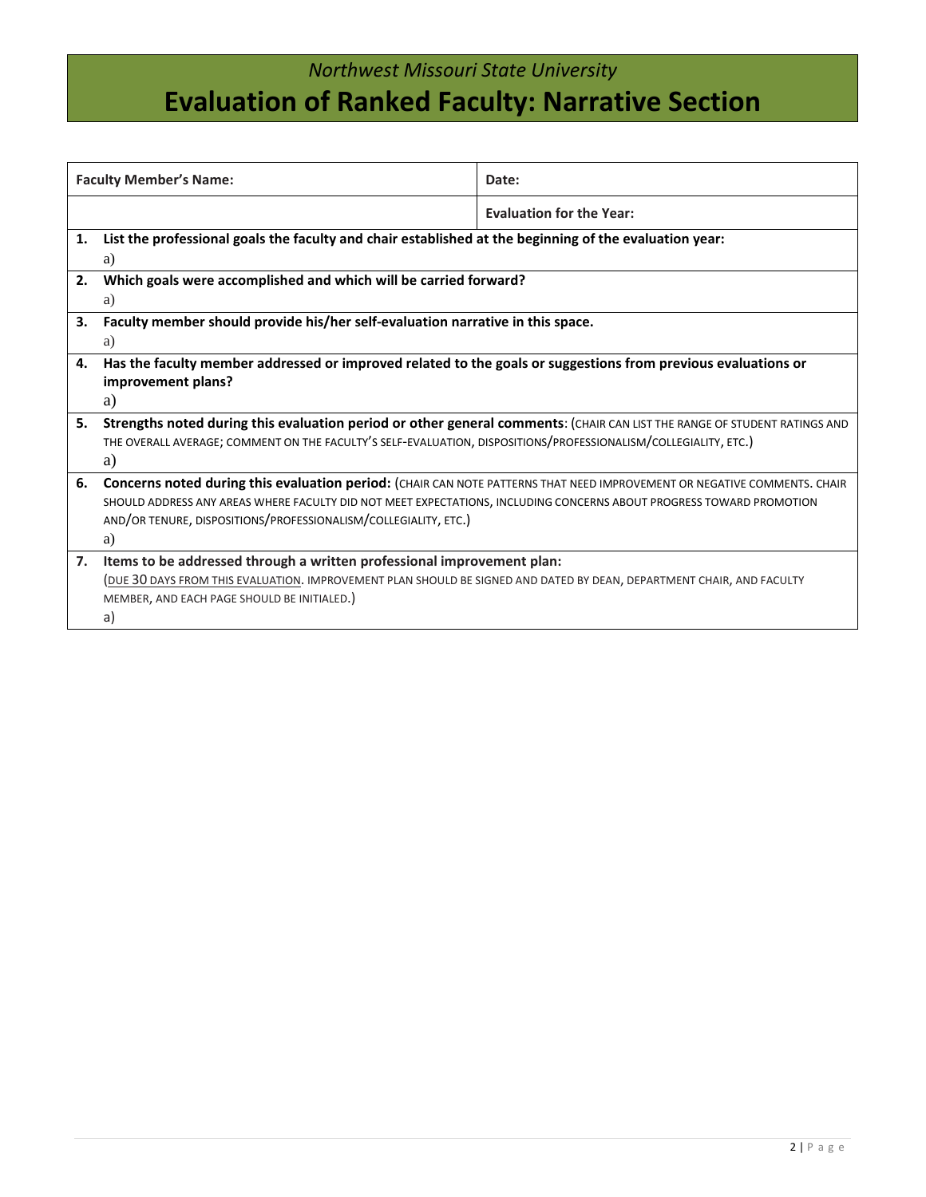*Northwest Missouri State University*

# Evaluation of Ranked Faculty: Narrative Section

| **Faculty Member's Name:** | **Date:** |
|---|---|
| | **Evaluation for the Year:** |

1. **List the professional goals the faculty and chair established at the beginning of the evaluation year:**
   a)
2. **Which goals were accomplished and which will be carried forward?**
   a)
3. **Faculty member should provide his/her self-evaluation narrative in this space.**
   a)
4. **Has the faculty member addressed or improved related to the goals or suggestions from previous evaluations or improvement plans?**
   a)
5. **Strengths noted during this evaluation period or other general comments**: (CHAIR CAN LIST THE RANGE OF STUDENT RATINGS AND THE OVERALL AVERAGE; COMMENT ON THE FACULTY'S SELF-EVALUATION, DISPOSITIONS/PROFESSIONALISM/COLLEGIALITY, ETC.)
   a)
6. **Concerns noted during this evaluation period:** (CHAIR CAN NOTE PATTERNS THAT NEED IMPROVEMENT OR NEGATIVE COMMENTS. CHAIR SHOULD ADDRESS ANY AREAS WHERE FACULTY DID NOT MEET EXPECTATIONS, INCLUDING CONCERNS ABOUT PROGRESS TOWARD PROMOTION AND/OR TENURE, DISPOSITIONS/PROFESSIONALISM/COLLEGIALITY, ETC.)
   a)
7. **Items to be addressed through a written professional improvement plan:**
   (DUE 30 DAYS FROM THIS EVALUATION. IMPROVEMENT PLAN SHOULD BE SIGNED AND DATED BY DEAN, DEPARTMENT CHAIR, AND FACULTY MEMBER, AND EACH PAGE SHOULD BE INITIALED.)
   a)